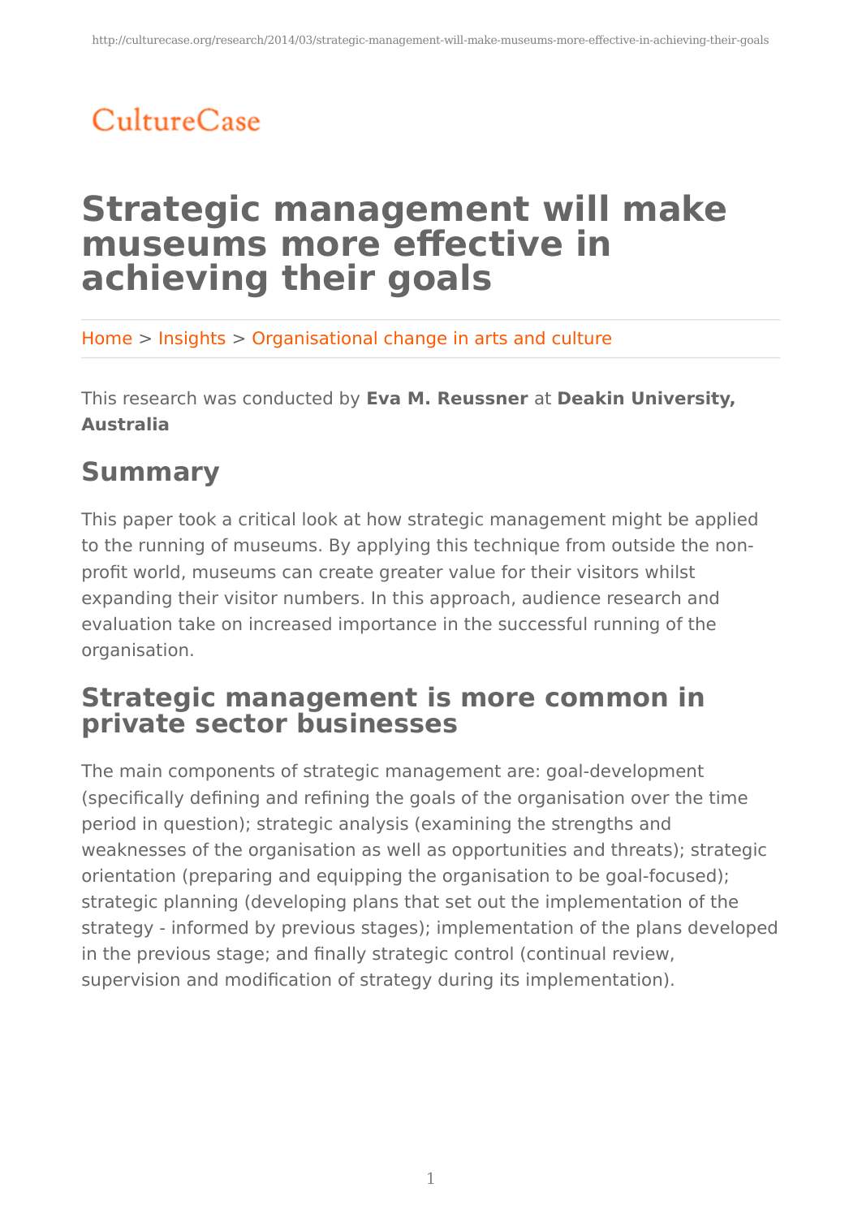CultureCase

# Strategic management will make museums more effective in achieving their goals

Home > Insights > Organisational change in arts and culture

This research was conducted by **Eva M. Reussner** at **Deakin University, Australia**

## Summary

This paper took a critical look at how strategic management might be applied to the running of museums. By applying this technique from outside the non-profit world, museums can create greater value for their visitors whilst expanding their visitor numbers. In this approach, audience research and evaluation take on increased importance in the successful running of the organisation.

## Strategic management is more common in private sector businesses

The main components of strategic management are: goal-development (specifically defining and refining the goals of the organisation over the time period in question); strategic analysis (examining the strengths and weaknesses of the organisation as well as opportunities and threats); strategic orientation (preparing and equipping the organisation to be goal-focused); strategic planning (developing plans that set out the implementation of the strategy - informed by previous stages); implementation of the plans developed in the previous stage; and finally strategic control (continual review, supervision and modification of strategy during its implementation).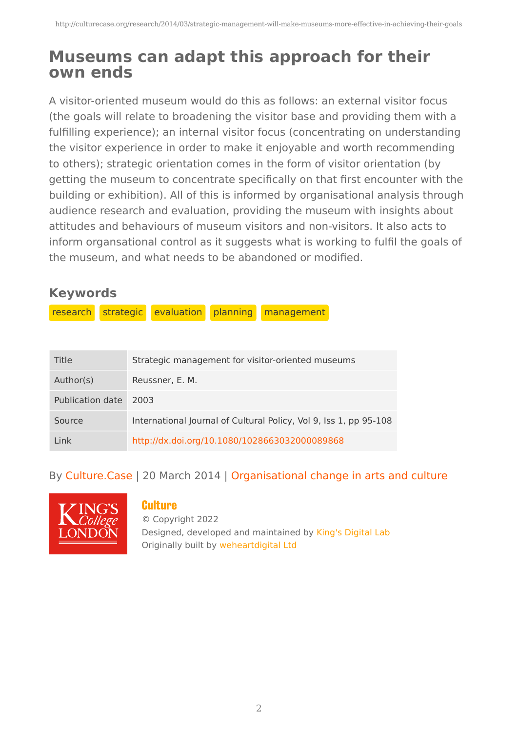## Museums can adapt this approach for their own ends

A visitor-oriented museum would do this as follows: an external visitor focus (the goals will relate to broadening the visitor base and providing them with a fulfilling experience); an internal visitor focus (concentrating on understanding the visitor experience in order to make it enjoyable and worth recommending to others); strategic orientation comes in the form of visitor orientation (by getting the museum to concentrate specifically on that first encounter with the building or exhibition). All of this is informed by organisational analysis through audience research and evaluation, providing the museum with insights about attitudes and behaviours of museum visitors and non-visitors. It also acts to inform organsational control as it suggests what is working to fulfil the goals of the museum, and what needs to be abandoned or modified.

### Keywords

research strategic evaluation planning management

| | |
|---|---|
| Title | Strategic management for visitor-oriented museums |
| Author(s) | Reussner, E. M. |
| Publication date | 2003 |
| Source | International Journal of Cultural Policy, Vol 9, Iss 1, pp 95-108 |
| Link | http://dx.doi.org/10.1080/1028663032000089868 |

By Culture.Case | 20 March 2014 | Organisational change in arts and culture

KING'S College LONDON

Culture
© Copyright 2022
Designed, developed and maintained by King's Digital Lab
Originally built by weheartdigital Ltd